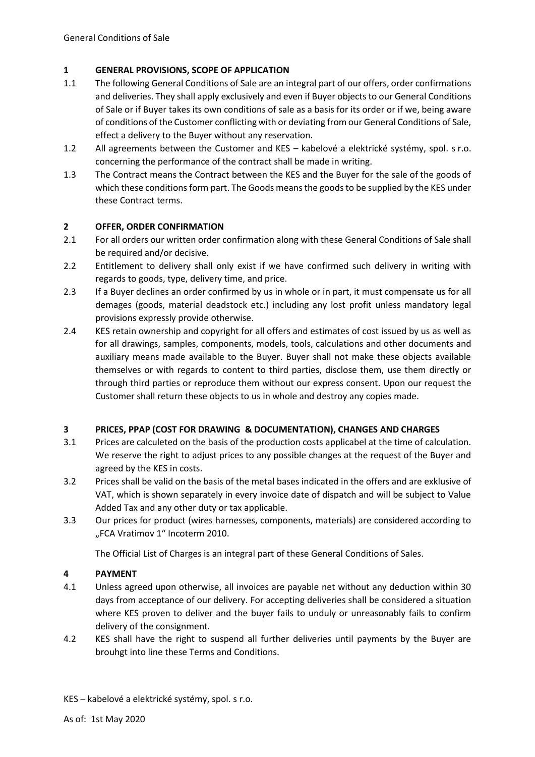General Conditions of Sale

## 1 GENERAL PROVISIONS, SCOPE OF APPLICATION

1.1 The following General Conditions of Sale are an integral part of our offers, order confirmations and deliveries. They shall apply exclusively and even if Buyer objects to our General Conditions of Sale or if Buyer takes its own conditions of sale as a basis for its order or if we, being aware of conditions of the Customer conflicting with or deviating from our General Conditions of Sale, effect a delivery to the Buyer without any reservation.

1.2 All agreements between the Customer and KES – kabelové a elektrické systémy, spol. s r.o. concerning the performance of the contract shall be made in writing.

1.3 The Contract means the Contract between the KES and the Buyer for the sale of the goods of which these conditions form part. The Goods means the goods to be supplied by the KES under these Contract terms.

## 2 OFFER, ORDER CONFIRMATION

2.1 For all orders our written order confirmation along with these General Conditions of Sale shall be required and/or decisive.

2.2 Entitlement to delivery shall only exist if we have confirmed such delivery in writing with regards to goods, type, delivery time, and price.

2.3 If a Buyer declines an order confirmed by us in whole or in part, it must compensate us for all demages (goods, material deadstock etc.) including any lost profit unless mandatory legal provisions expressly provide otherwise.

2.4 KES retain ownership and copyright for all offers and estimates of cost issued by us as well as for all drawings, samples, components, models, tools, calculations and other documents and auxiliary means made available to the Buyer. Buyer shall not make these objects available themselves or with regards to content to third parties, disclose them, use them directly or through third parties or reproduce them without our express consent. Upon our request the Customer shall return these objects to us in whole and destroy any copies made.

## 3 PRICES, PPAP (COST FOR DRAWING & DOCUMENTATION), CHANGES AND CHARGES

3.1 Prices are calculeted on the basis of the production costs applicabel at the time of calculation. We reserve the right to adjust prices to any possible changes at the request of the Buyer and agreed by the KES in costs.

3.2 Prices shall be valid on the basis of the metal bases indicated in the offers and are exklusive of VAT, which is shown separately in every invoice date of dispatch and will be subject to Value Added Tax and any other duty or tax applicable.

3.3 Our prices for product (wires harnesses, components, materials) are considered according to „FCA Vratimov 1" Incoterm 2010.

The Official List of Charges is an integral part of these General Conditions of Sales.

## 4 PAYMENT

4.1 Unless agreed upon otherwise, all invoices are payable net without any deduction within 30 days from acceptance of our delivery. For accepting deliveries shall be considered a situation where KES proven to deliver and the buyer fails to unduly or unreasonably fails to confirm delivery of the consignment.

4.2 KES shall have the right to suspend all further deliveries until payments by the Buyer are brouhgt into line these Terms and Conditions.

KES – kabelové a elektrické systémy, spol. s r.o.

As of: 1st May 2020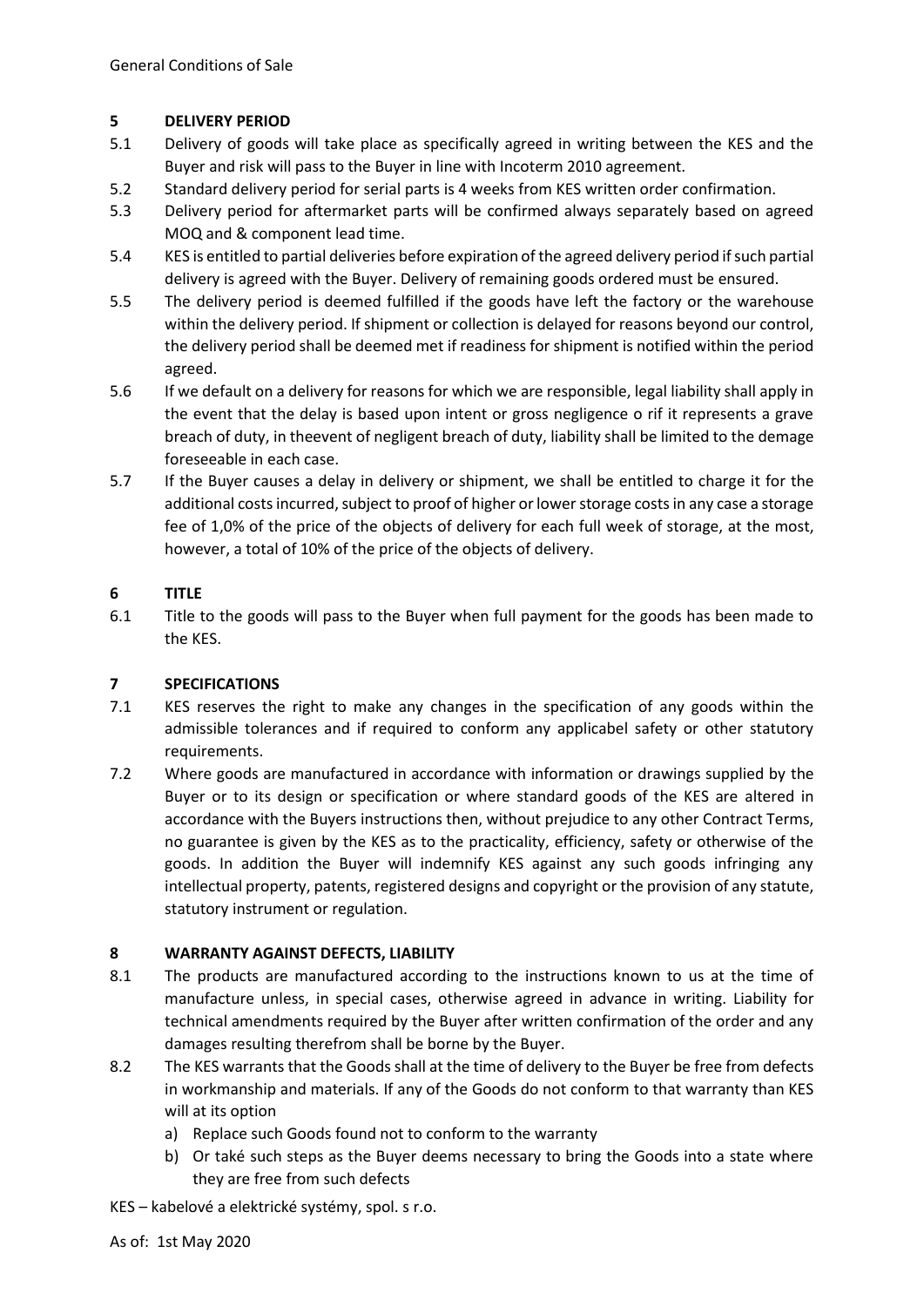## 5 DELIVERY PERIOD

5.1 Delivery of goods will take place as specifically agreed in writing between the KES and the Buyer and risk will pass to the Buyer in line with Incoterm 2010 agreement.

5.2 Standard delivery period for serial parts is 4 weeks from KES written order confirmation.

5.3 Delivery period for aftermarket parts will be confirmed always separately based on agreed MOQ and & component lead time.

5.4 KES is entitled to partial deliveries before expiration of the agreed delivery period if such partial delivery is agreed with the Buyer. Delivery of remaining goods ordered must be ensured.

5.5 The delivery period is deemed fulfilled if the goods have left the factory or the warehouse within the delivery period. If shipment or collection is delayed for reasons beyond our control, the delivery period shall be deemed met if readiness for shipment is notified within the period agreed.

5.6 If we default on a delivery for reasons for which we are responsible, legal liability shall apply in the event that the delay is based upon intent or gross negligence o rif it represents a grave breach of duty, in theevent of negligent breach of duty, liability shall be limited to the demage foreseeable in each case.

5.7 If the Buyer causes a delay in delivery or shipment, we shall be entitled to charge it for the additional costs incurred, subject to proof of higher or lower storage costs in any case a storage fee of 1,0% of the price of the objects of delivery for each full week of storage, at the most, however, a total of 10% of the price of the objects of delivery.

## 6 TITLE

6.1 Title to the goods will pass to the Buyer when full payment for the goods has been made to the KES.

## 7 SPECIFICATIONS

7.1 KES reserves the right to make any changes in the specification of any goods within the admissible tolerances and if required to conform any applicabel safety or other statutory requirements.

7.2 Where goods are manufactured in accordance with information or drawings supplied by the Buyer or to its design or specification or where standard goods of the KES are altered in accordance with the Buyers instructions then, without prejudice to any other Contract Terms, no guarantee is given by the KES as to the practicality, efficiency, safety or otherwise of the goods. In addition the Buyer will indemnify KES against any such goods infringing any intellectual property, patents, registered designs and copyright or the provision of any statute, statutory instrument or regulation.

## 8 WARRANTY AGAINST DEFECTS, LIABILITY

8.1 The products are manufactured according to the instructions known to us at the time of manufacture unless, in special cases, otherwise agreed in advance in writing. Liability for technical amendments required by the Buyer after written confirmation of the order and any damages resulting therefrom shall be borne by the Buyer.

8.2 The KES warrants that the Goods shall at the time of delivery to the Buyer be free from defects in workmanship and materials. If any of the Goods do not conform to that warranty than KES will at its option

a) Replace such Goods found not to conform to the warranty
b) Or také such steps as the Buyer deems necessary to bring the Goods into a state where they are free from such defects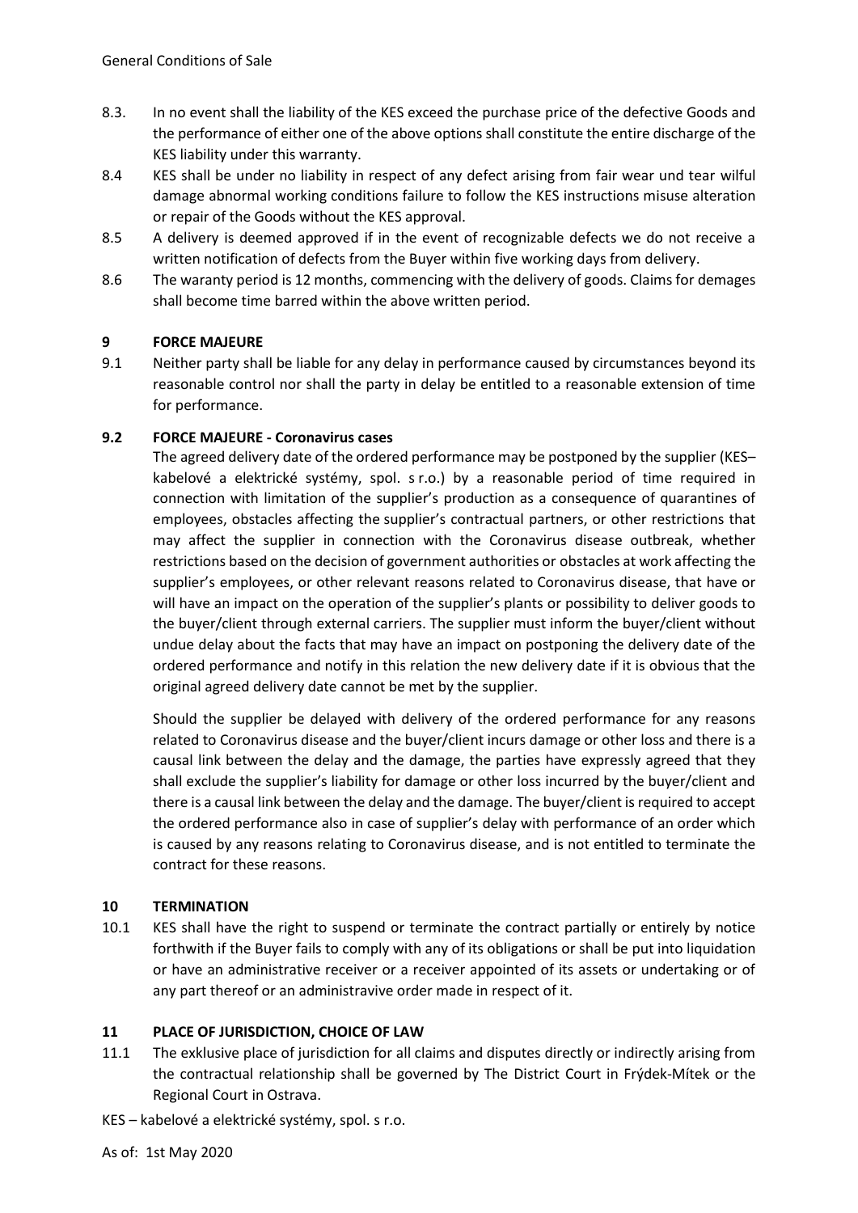8.3. In no event shall the liability of the KES exceed the purchase price of the defective Goods and the performance of either one of the above options shall constitute the entire discharge of the KES liability under this warranty.

8.4 KES shall be under no liability in respect of any defect arising from fair wear und tear wilful damage abnormal working conditions failure to follow the KES instructions misuse alteration or repair of the Goods without the KES approval.

8.5 A delivery is deemed approved if in the event of recognizable defects we do not receive a written notification of defects from the Buyer within five working days from delivery.

8.6 The waranty period is 12 months, commencing with the delivery of goods. Claims for demages shall become time barred within the above written period.

## 9 FORCE MAJEURE

9.1 Neither party shall be liable for any delay in performance caused by circumstances beyond its reasonable control nor shall the party in delay be entitled to a reasonable extension of time for performance.

### 9.2 FORCE MAJEURE - Coronavirus cases

The agreed delivery date of the ordered performance may be postponed by the supplier (KES– kabelové a elektrické systémy, spol. s r.o.) by a reasonable period of time required in connection with limitation of the supplier's production as a consequence of quarantines of employees, obstacles affecting the supplier's contractual partners, or other restrictions that may affect the supplier in connection with the Coronavirus disease outbreak, whether restrictions based on the decision of government authorities or obstacles at work affecting the supplier's employees, or other relevant reasons related to Coronavirus disease, that have or will have an impact on the operation of the supplier's plants or possibility to deliver goods to the buyer/client through external carriers. The supplier must inform the buyer/client without undue delay about the facts that may have an impact on postponing the delivery date of the ordered performance and notify in this relation the new delivery date if it is obvious that the original agreed delivery date cannot be met by the supplier.

Should the supplier be delayed with delivery of the ordered performance for any reasons related to Coronavirus disease and the buyer/client incurs damage or other loss and there is a causal link between the delay and the damage, the parties have expressly agreed that they shall exclude the supplier's liability for damage or other loss incurred by the buyer/client and there is a causal link between the delay and the damage. The buyer/client is required to accept the ordered performance also in case of supplier's delay with performance of an order which is caused by any reasons relating to Coronavirus disease, and is not entitled to terminate the contract for these reasons.

## 10 TERMINATION

10.1 KES shall have the right to suspend or terminate the contract partially or entirely by notice forthwith if the Buyer fails to comply with any of its obligations or shall be put into liquidation or have an administrative receiver or a receiver appointed of its assets or undertaking or of any part thereof or an administravive order made in respect of it.

## 11 PLACE OF JURISDICTION, CHOICE OF LAW

11.1 The exklusive place of jurisdiction for all claims and disputes directly or indirectly arising from the contractual relationship shall be governed by The District Court in Frýdek-Místek or the Regional Court in Ostrava.

KES – kabelové a elektrické systémy, spol. s r.o.

As of: 1st May 2020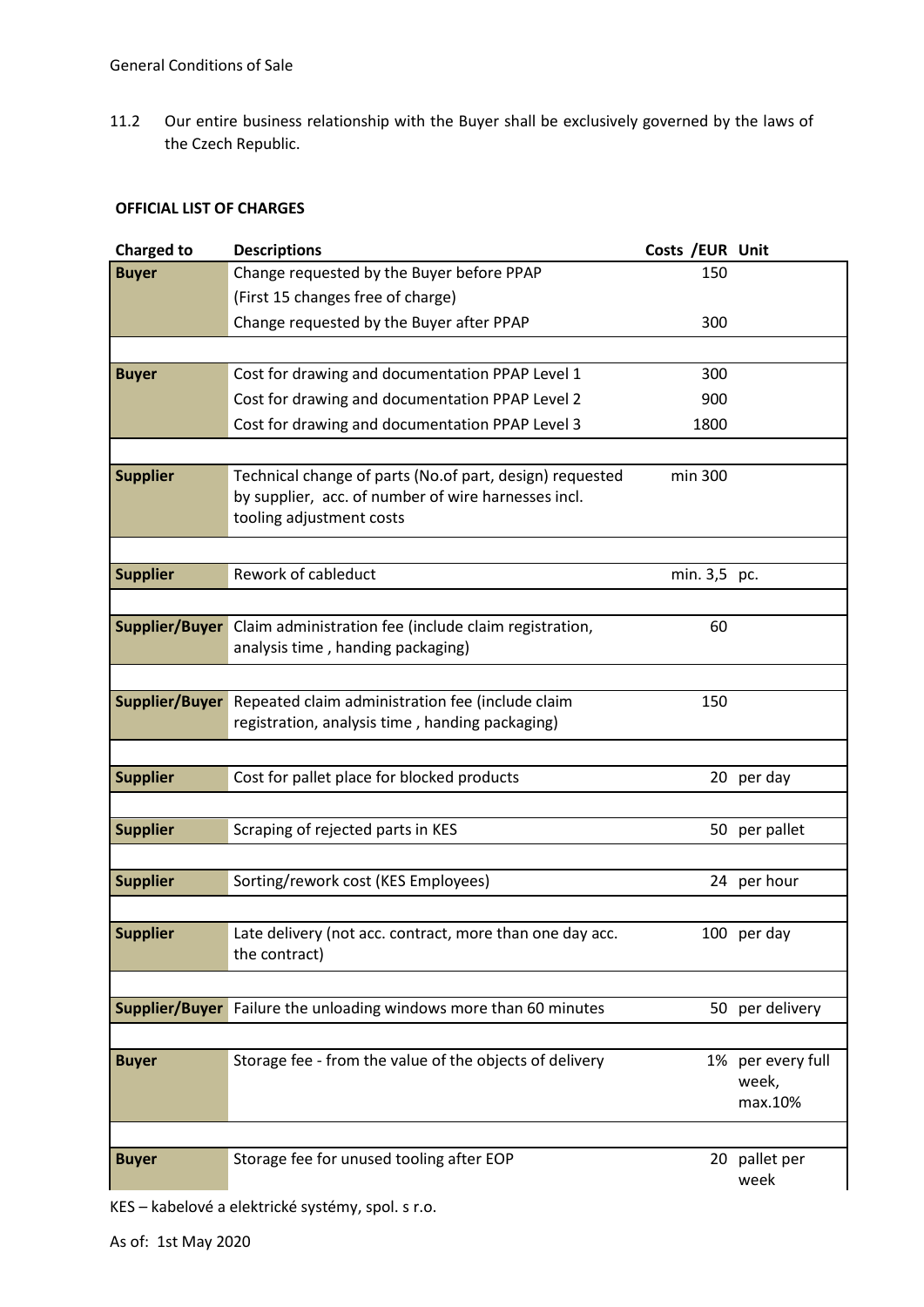11.2 Our entire business relationship with the Buyer shall be exclusively governed by the laws of the Czech Republic.

**OFFICIAL LIST OF CHARGES**

| Charged to | Descriptions | Costs /EUR | Unit |
|---|---|---|---|
| **Buyer** | Change requested by the Buyer before PPAP (First 15 changes free of charge) | 150 | |
| | Change requested by the Buyer after PPAP | 300 | |
| **Buyer** | Cost for drawing and documentation PPAP Level 1 | 300 | |
| | Cost for drawing and documentation PPAP Level 2 | 900 | |
| | Cost for drawing and documentation PPAP Level 3 | 1800 | |
| **Supplier** | Technical change of parts (No.of part, design) requested by supplier, acc. of number of wire harnesses incl. tooling adjustment costs | min 300 | |
| **Supplier** | Rework of cableduct | min. 3,5 | pc. |
| **Supplier/Buyer** | Claim administration fee (include claim registration, analysis time , handing packaging) | 60 | |
| **Supplier/Buyer** | Repeated claim administration fee (include claim registration, analysis time , handing packaging) | 150 | |
| **Supplier** | Cost for pallet place for blocked products | 20 | per day |
| **Supplier** | Scraping of rejected parts in KES | 50 | per pallet |
| **Supplier** | Sorting/rework cost (KES Employees) | 24 | per hour |
| **Supplier** | Late delivery (not acc. contract, more than one day acc. the contract) | 100 | per day |
| **Supplier/Buyer** | Failure the unloading windows more than 60 minutes | 50 | per delivery |
| **Buyer** | Storage fee - from the value of the objects of delivery | 1% | per every full week, max.10% |
| **Buyer** | Storage fee for unused tooling after EOP | 20 | pallet per week |

KES – kabelové a elektrické systémy, spol. s r.o.

As of: 1st May 2020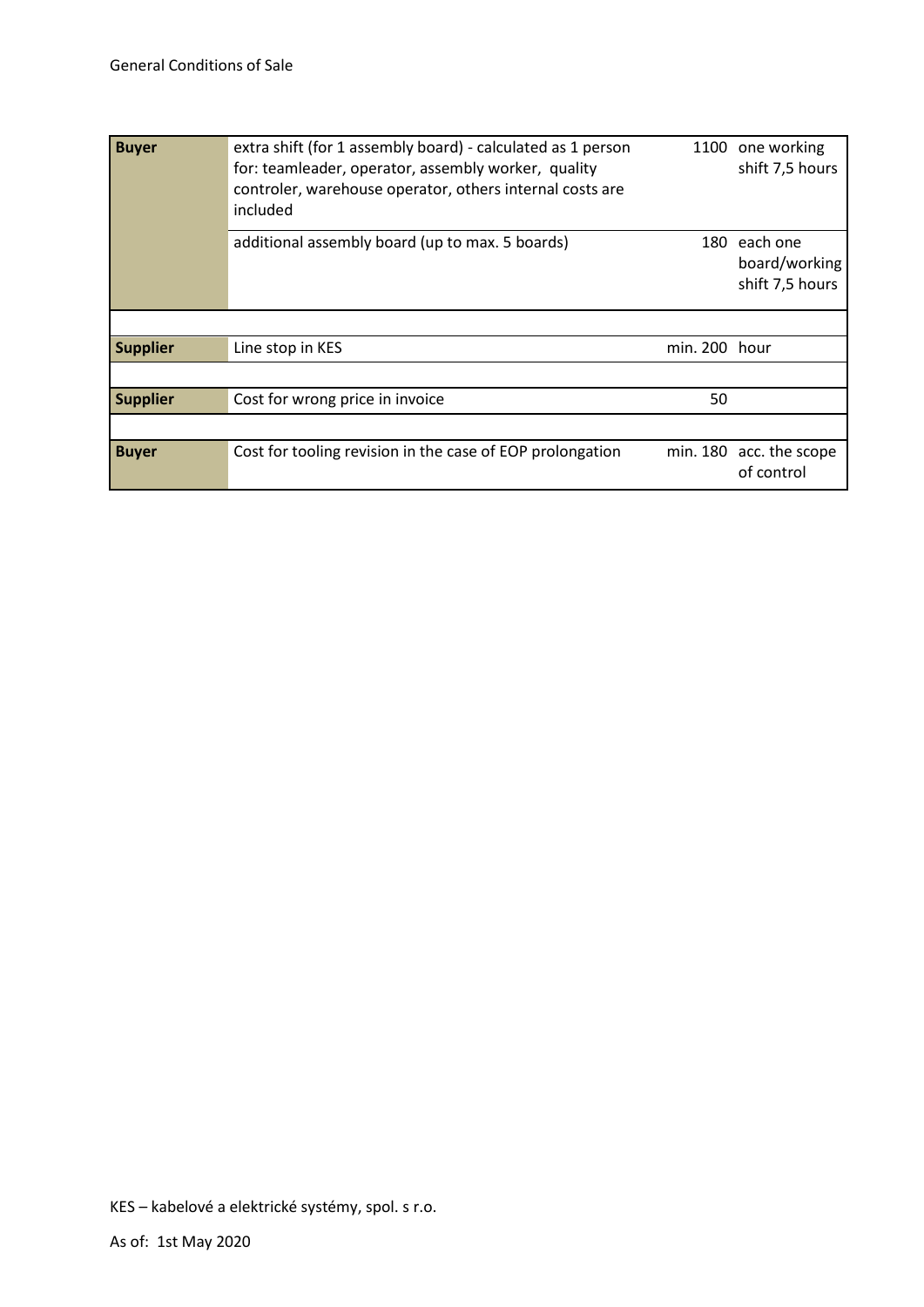| | | | |
|---|---|---|---|
| **Buyer** | extra shift (for 1 assembly board) - calculated as 1 person for: teamleader, operator, assembly worker, quality controler, warehouse operator, others internal costs are included | 1100 | one working shift 7,5 hours |
| | additional assembly board (up to max. 5 boards) | 180 | each one board/working shift 7,5 hours |
| | | | |
| **Supplier** | Line stop in KES | min. 200 | hour |
| | | | |
| **Supplier** | Cost for wrong price in invoice | 50 | |
| | | | |
| **Buyer** | Cost for tooling revision in the case of EOP prolongation | min. 180 | acc. the scope of control |

KES – kabelové a elektrické systémy, spol. s r.o.

As of: 1st May 2020